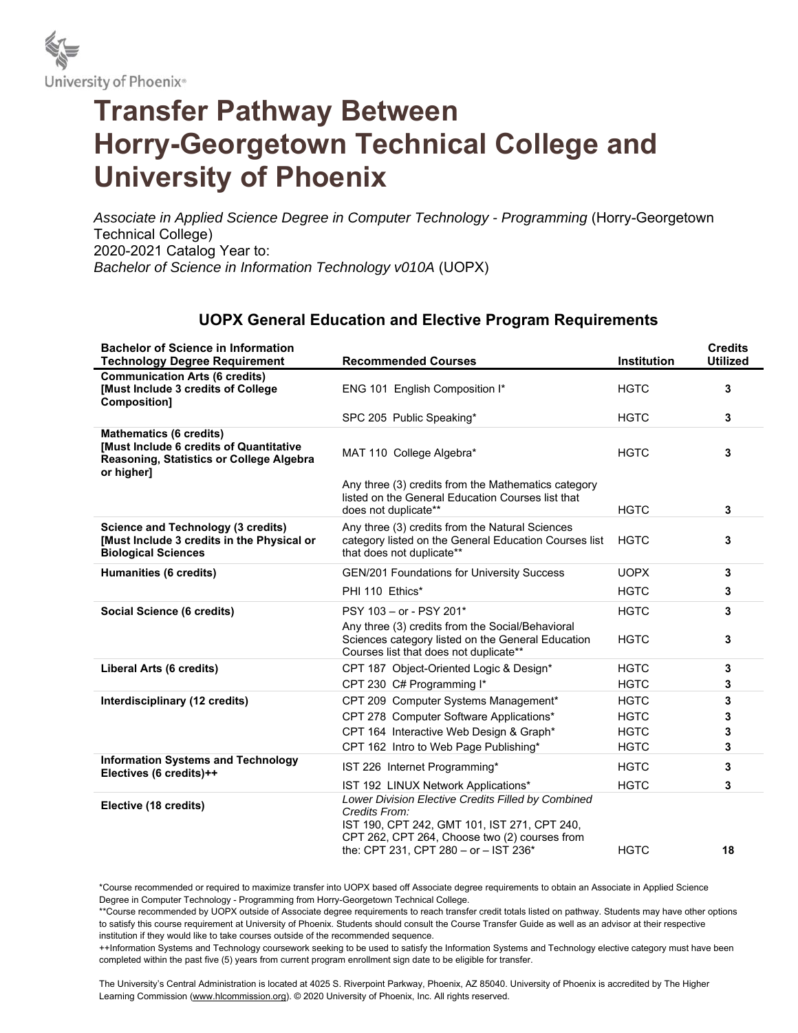University of Phoenix®

# Transfer Pathway Between Horry-Georgetown Technical College and University of Phoenix

*Associate in Applied Science Degree in Computer Technology - Programming* (Horry-Georgetown Technical College)
2020-2021 Catalog Year to:
*Bachelor of Science in Information Technology v010A* (UOPX)

## UOPX General Education and Elective Program Requirements

| Bachelor of Science in Information Technology Degree Requirement | Recommended Courses | Institution | Credits Utilized |
|---|---|---|---|
| **Communication Arts (6 credits) [Must Include 3 credits of College Composition]** | ENG 101 English Composition I* | HGTC | 3 |
| | SPC 205 Public Speaking* | HGTC | 3 |
| **Mathematics (6 credits) [Must Include 6 credits of Quantitative Reasoning, Statistics or College Algebra or higher]** | MAT 110 College Algebra* | HGTC | 3 |
| | Any three (3) credits from the Mathematics category listed on the General Education Courses list that does not duplicate** | HGTC | 3 |
| **Science and Technology (3 credits) [Must Include 3 credits in the Physical or Biological Sciences** | Any three (3) credits from the Natural Sciences category listed on the General Education Courses list that does not duplicate** | HGTC | 3 |
| **Humanities (6 credits)** | GEN/201 Foundations for University Success | UOPX | 3 |
| | PHI 110 Ethics* | HGTC | 3 |
| **Social Science (6 credits)** | PSY 103 – or - PSY 201* | HGTC | 3 |
| | Any three (3) credits from the Social/Behavioral Sciences category listed on the General Education Courses list that does not duplicate** | HGTC | 3 |
| **Liberal Arts (6 credits)** | CPT 187 Object-Oriented Logic & Design* | HGTC | 3 |
| | CPT 230 C# Programming I* | HGTC | 3 |
| **Interdisciplinary (12 credits)** | CPT 209 Computer Systems Management* | HGTC | 3 |
| | CPT 278 Computer Software Applications* | HGTC | 3 |
| | CPT 164 Interactive Web Design & Graph* | HGTC | 3 |
| | CPT 162 Intro to Web Page Publishing* | HGTC | 3 |
| **Information Systems and Technology Electives (6 credits)++** | IST 226 Internet Programming* | HGTC | 3 |
| | IST 192 LINUX Network Applications* | HGTC | 3 |
| **Elective (18 credits)** | *Lower Division Elective Credits Filled by Combined Credits From:* IST 190, CPT 242, GMT 101, IST 271, CPT 240, CPT 262, CPT 264, Choose two (2) courses from the: CPT 231, CPT 280 – or – IST 236* | HGTC | 18 |

*Course recommended or required to maximize transfer into UOPX based off Associate degree requirements to obtain an Associate in Applied Science Degree in Computer Technology - Programming from Horry-Georgetown Technical College.

**Course recommended by UOPX outside of Associate degree requirements to reach transfer credit totals listed on pathway. Students may have other options to satisfy this course requirement at University of Phoenix. Students should consult the Course Transfer Guide as well as an advisor at their respective institution if they would like to take courses outside of the recommended sequence.

++Information Systems and Technology coursework seeking to be used to satisfy the Information Systems and Technology elective category must have been completed within the past five (5) years from current program enrollment sign date to be eligible for transfer.

The University's Central Administration is located at 4025 S. Riverpoint Parkway, Phoenix, AZ 85040. University of Phoenix is accredited by The Higher Learning Commission (www.hlcommission.org). © 2020 University of Phoenix, Inc. All rights reserved.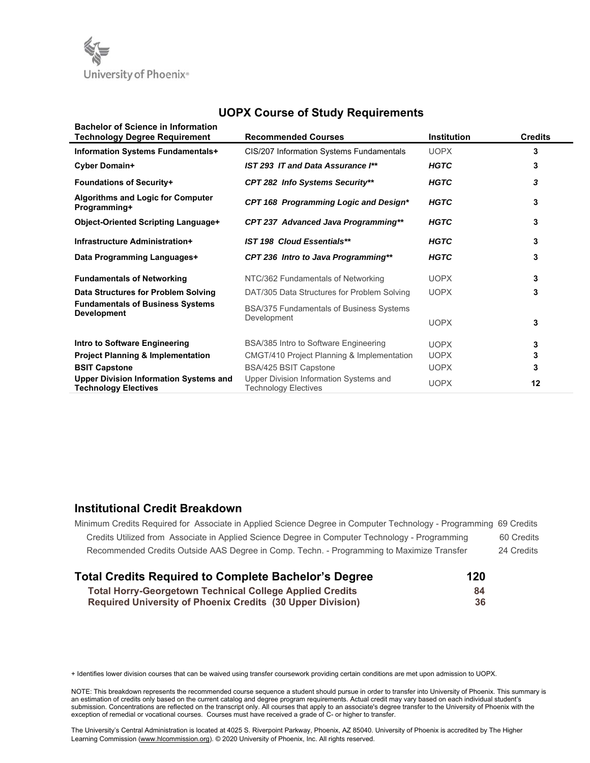## UOPX Course of Study Requirements

| Bachelor of Science in Information Technology Degree Requirement | Recommended Courses | Institution | Credits |
|---|---|---|---|
| **Information Systems Fundamentals+** | CIS/207 Information Systems Fundamentals | UOPX | **3** |
| **Cyber Domain+** | ***IST 293 IT and Data Assurance I**** | ***HGTC*** | **3** |
| **Foundations of Security+** | ***CPT 282 Info Systems Security**** | ***HGTC*** | ***3*** |
| **Algorithms and Logic for Computer Programming+** | ***CPT 168 Programming Logic and Design**** | ***HGTC*** | **3** |
| **Object-Oriented Scripting Language+** | ***CPT 237 Advanced Java Programming**** | ***HGTC*** | **3** |
| **Infrastructure Administration+** | ***IST 198 Cloud Essentials**** | ***HGTC*** | **3** |
| **Data Programming Languages+** | ***CPT 236 Intro to Java Programming**** | ***HGTC*** | **3** |
| **Fundamentals of Networking** | NTC/362 Fundamentals of Networking | UOPX | **3** |
| **Data Structures for Problem Solving** | DAT/305 Data Structures for Problem Solving | UOPX | **3** |
| **Fundamentals of Business Systems Development** | BSA/375 Fundamentals of Business Systems Development | UOPX | **3** |
| **Intro to Software Engineering** | BSA/385 Intro to Software Engineering | UOPX | **3** |
| **Project Planning & Implementation** | CMGT/410 Project Planning & Implementation | UOPX | **3** |
| **BSIT Capstone** | BSA/425 BSIT Capstone | UOPX | **3** |
| **Upper Division Information Systems and Technology Electives** | Upper Division Information Systems and Technology Electives | UOPX | **12** |

## Institutional Credit Breakdown

| | |
|---|---|
| Minimum Credits Required for Associate in Applied Science Degree in Computer Technology - Programming | 69 Credits |
| Credits Utilized from Associate in Applied Science Degree in Computer Technology - Programming | 60 Credits |
| Recommended Credits Outside AAS Degree in Comp. Techn. - Programming to Maximize Transfer | 24 Credits |

| | |
|---|---|
| **Total Credits Required to Complete Bachelor's Degree** | **120** |
| **Total Horry-Georgetown Technical College Applied Credits** | **84** |
| **Required University of Phoenix Credits (30 Upper Division)** | **36** |

+ Identifies lower division courses that can be waived using transfer coursework providing certain conditions are met upon admission to UOPX.

NOTE: This breakdown represents the recommended course sequence a student should pursue in order to transfer into University of Phoenix. This summary is an estimation of credits only based on the current catalog and degree program requirements. Actual credit may vary based on each individual student's submission. Concentrations are reflected on the transcript only. All courses that apply to an associate's degree transfer to the University of Phoenix with the exception of remedial or vocational courses. Courses must have received a grade of C- or higher to transfer.

The University's Central Administration is located at 4025 S. Riverpoint Parkway, Phoenix, AZ 85040. University of Phoenix is accredited by The Higher Learning Commission (www.hlcommission.org). © 2020 University of Phoenix, Inc. All rights reserved.